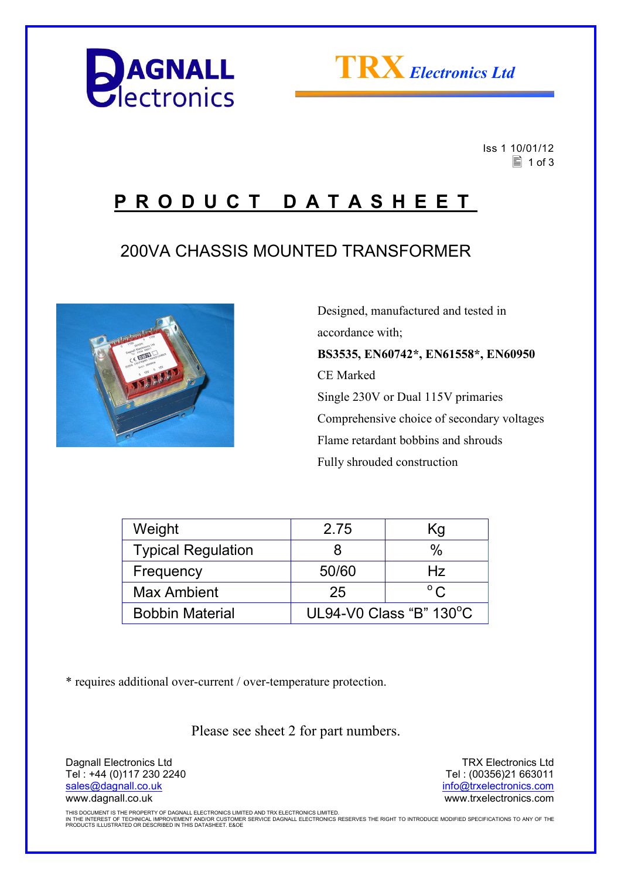# PRODUCT DATASHEET

Iss 1 10/01/12

## 200VA CHASSIS MOUNTED TRANSFORMER

Designed, manufactured and tested in accordance with;

**BS3535, EN60742*, EN61558*, EN60950**

CE Marked

Single 230V or Dual 115V primaries

Comprehensive choice of secondary voltages

Flame retardant bobbins and shrouds

Fully shrouded construction

| Weight | 2.75 | Kg |
|---|---|---|
| Typical Regulation | 8 | % |
| Frequency | 50/60 | Hz |
| Max Ambient | 25 | °C |
| Bobbin Material | UL94-V0 Class "B" 130°C | |

* requires additional over-current / over-temperature protection.

Please see sheet 2 for part numbers.

Dagnall Electronics Ltd
Tel : +44 (0)117 230 2240
sales@dagnall.co.uk
www.dagnall.co.uk

TRX Electronics Ltd
Tel : (00356)21 663011
info@trxelectronics.com
www.trxelectronics.com

THIS DOCUMENT IS THE PROPERTY OF DAGNALL ELECTRONICS LIMITED AND TRX ELECTRONICS LIMITED.
IN THE INTEREST OF TECHNICAL IMPROVEMENT AND/OR CUSTOMER SERVICE DAGNALL ELECTRONICS RESERVES THE RIGHT TO INTRODUCE MODIFIED SPECIFICATIONS TO ANY OF THE PRODUCTS ILLUSTRATED OR DESCRIBED IN THIS DATASHEET. E&OE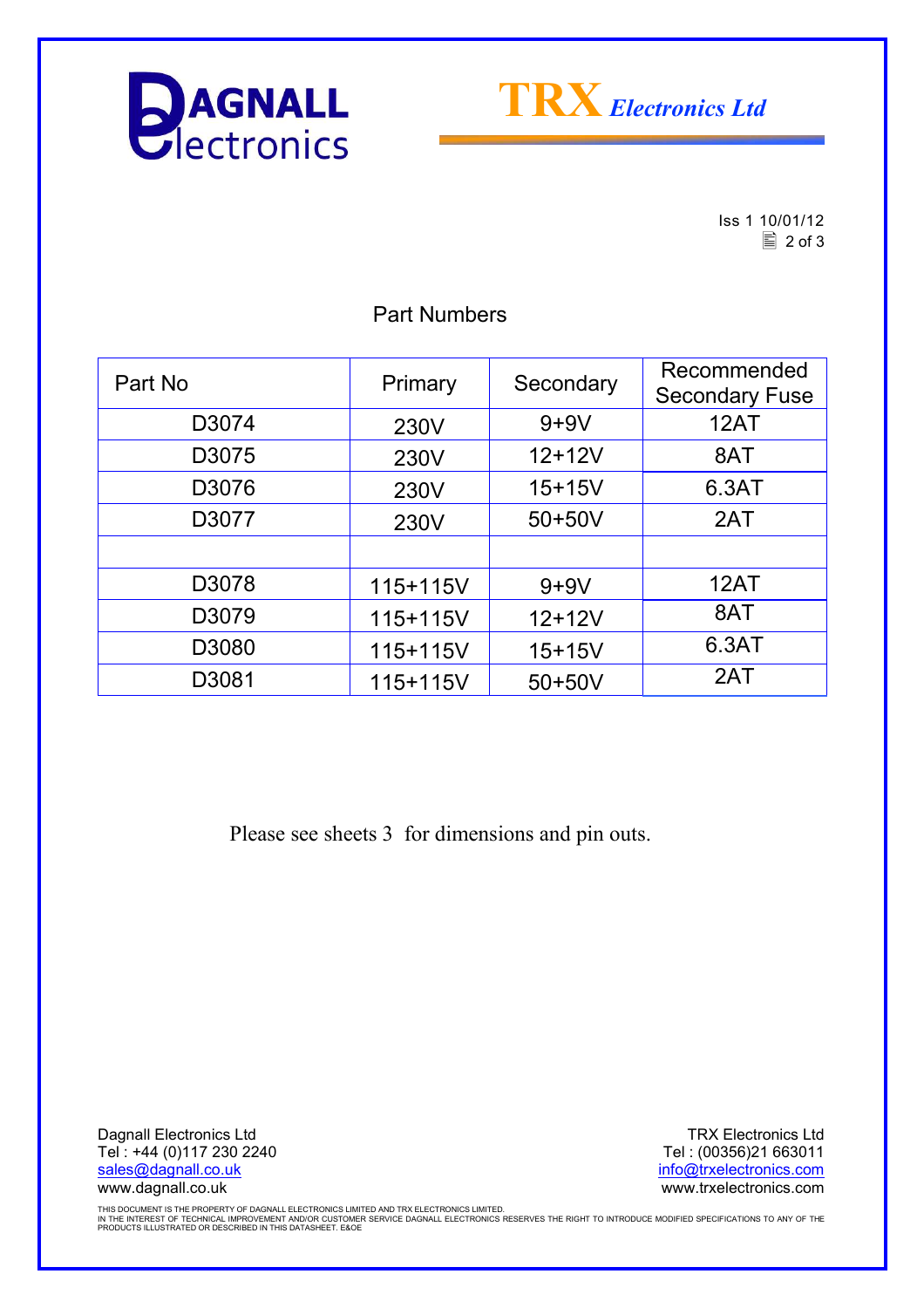## Part Numbers

| Part No | Primary | Secondary | Recommended Secondary Fuse |
|---|---|---|---|
| D3074 | 230V | 9+9V | 12AT |
| D3075 | 230V | 12+12V | 8AT |
| D3076 | 230V | 15+15V | 6.3AT |
| D3077 | 230V | 50+50V | 2AT |
| | | | |
| D3078 | 115+115V | 9+9V | 12AT |
| D3079 | 115+115V | 12+12V | 8AT |
| D3080 | 115+115V | 15+15V | 6.3AT |
| D3081 | 115+115V | 50+50V | 2AT |

Please see sheets 3 for dimensions and pin outs.

Dagnall Electronics Ltd
Tel : +44 (0)117 230 2240
sales@dagnall.co.uk
www.dagnall.co.uk

TRX Electronics Ltd
Tel : (00356)21 663011
info@trxelectronics.com
www.trxelectronics.com

THIS DOCUMENT IS THE PROPERTY OF DAGNALL ELECTRONICS LIMITED AND TRX ELECTRONICS LIMITED.
IN THE INTEREST OF TECHNICAL IMPROVEMENT AND/OR CUSTOMER SERVICE DAGNALL ELECTRONICS RESERVES THE RIGHT TO INTRODUCE MODIFIED SPECIFICATIONS TO ANY OF THE PRODUCTS ILLUSTRATED OR DESCRIBED IN THIS DATASHEET. E&OE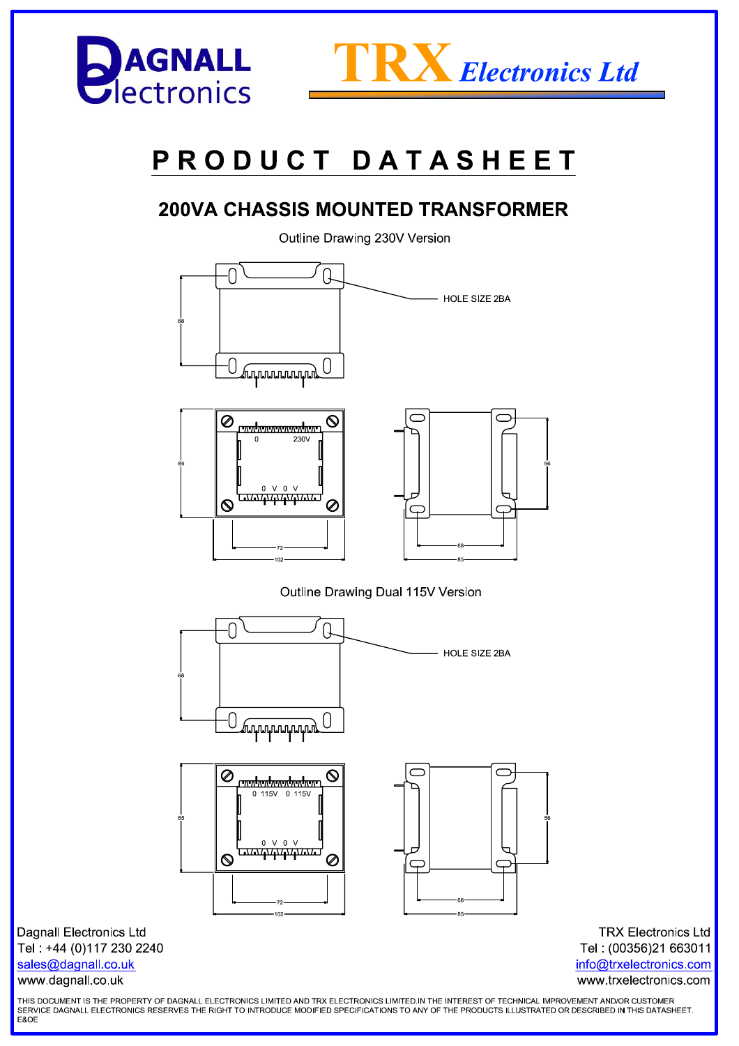Dagnall Electronics

TRX Electronics Ltd

# PRODUCT DATASHEET

## 200VA CHASSIS MOUNTED TRANSFORMER

Outline Drawing 230V Version

HOLE SIZE 2BA

66

85

0 230V

0 V 0 V

72

102

56

68

85

Outline Drawing Dual 115V Version

HOLE SIZE 2BA

68

85

0 115V 0 115V

0 V 0 V

72

102

56

68

85

Dagnall Electronics Ltd
Tel : +44 (0)117 230 2240
sales@dagnall.co.uk
www.dagnall.co.uk

TRX Electronics Ltd
Tel : (00356)21 663011
info@trxelectronics.com
www.trxelectronics.com

THIS DOCUMENT IS THE PROPERTY OF DAGNALL ELECTRONICS LIMITED AND TRX ELECTRONICS LIMITED.IN THE INTEREST OF TECHNICAL IMPROVEMENT AND/OR CUSTOMER SERVICE DAGNALL ELECTRONICS RESERVES THE RIGHT TO INTRODUCE MODIFIED SPECIFICATIONS TO ANY OF THE PRODUCTS ILLUSTRATED OR DESCRIBED IN THIS DATASHEET. E&OE